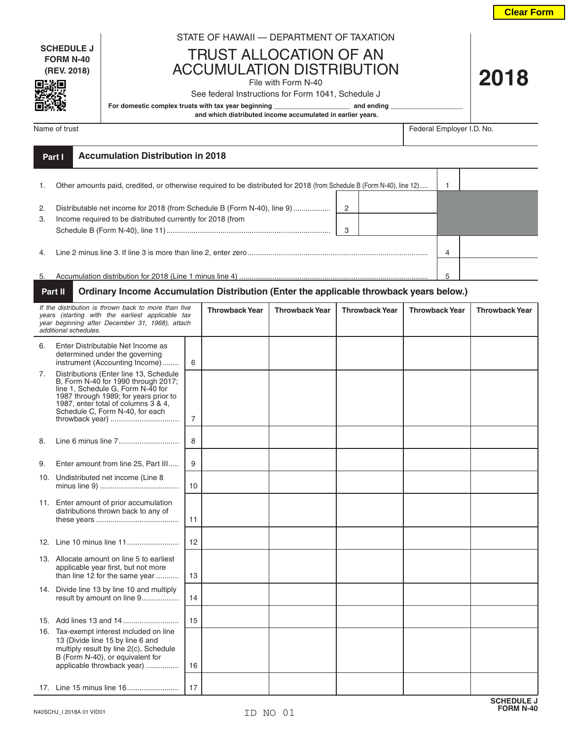**SCHEDULE J**
**FORM N-40**
**(REV. 2018)**

STATE OF HAWAII — DEPARTMENT OF TAXATION

# TRUST ALLOCATION OF AN ACCUMULATION DISTRIBUTION

File with Form N-40

See federal Instructions for Form 1041, Schedule J

**For domestic complex trusts with tax year beginning ____________ and ending ____________ and which distributed income accumulated in earlier years.**

# 2018

| Name of trust | Federal Employer I.D. No. |
|---|---|
| | |

## Part I Accumulation Distribution in 2018

| | | | | | |
|---|---|---|---|---|---|
| 1. | Other amounts paid, credited, or otherwise required to be distributed for 2018 (from Schedule B (Form N-40), line 12) | | | 1 | |
| 2. | Distributable net income for 2018 (from Schedule B (Form N-40), line 9) | 2 | | | |
| 3. | Income required to be distributed currently for 2018 (from Schedule B (Form N-40), line 11) | 3 | | | |
| 4. | Line 2 minus line 3. If line 3 is more than line 2, enter zero | | | 4 | |
| 5. | Accumulation distribution for 2018 (Line 1 minus line 4) | | | 5 | |

## Part II Ordinary Income Accumulation Distribution (Enter the applicable throwback years below.)

| *If the distribution is thrown back to more than five years (starting with the earliest applicable tax year beginning after December 31, 1968), attach additional schedules.* | | Throwback Year | Throwback Year | Throwback Year | Throwback Year | Throwback Year |
|---|---|---|---|---|---|---|
| 6. Enter Distributable Net Income as determined under the governing instrument (Accounting Income) | 6 | | | | | |
| 7. Distributions (Enter line 13, Schedule B, Form N-40 for 1990 through 2017; line 1, Schedule G, Form N-40 for 1987 through 1989; for years prior to 1987, enter total of columns 3 & 4, Schedule C, Form N-40, for each throwback year) | 7 | | | | | |
| 8. Line 6 minus line 7 | 8 | | | | | |
| 9. Enter amount from line 25, Part III | 9 | | | | | |
| 10. Undistributed net income (Line 8 minus line 9) | 10 | | | | | |
| 11. Enter amount of prior accumulation distributions thrown back to any of these years | 11 | | | | | |
| 12. Line 10 minus line 11 | 12 | | | | | |
| 13. Allocate amount on line 5 to earliest applicable year first, but not more than line 12 for the same year | 13 | | | | | |
| 14. Divide line 13 by line 10 and multiply result by amount on line 9 | 14 | | | | | |
| 15. Add lines 13 and 14 | 15 | | | | | |
| 16. Tax-exempt interest included on line 13 (Divide line 15 by line 6 and multiply result by line 2(c), Schedule B (Form N-40), or equivalent for applicable throwback year) | 16 | | | | | |
| 17. Line 15 minus line 16 | 17 | | | | | |

N40SCHJ_I 2018A 01 VID01

ID NO 01

**SCHEDULE J FORM N-40**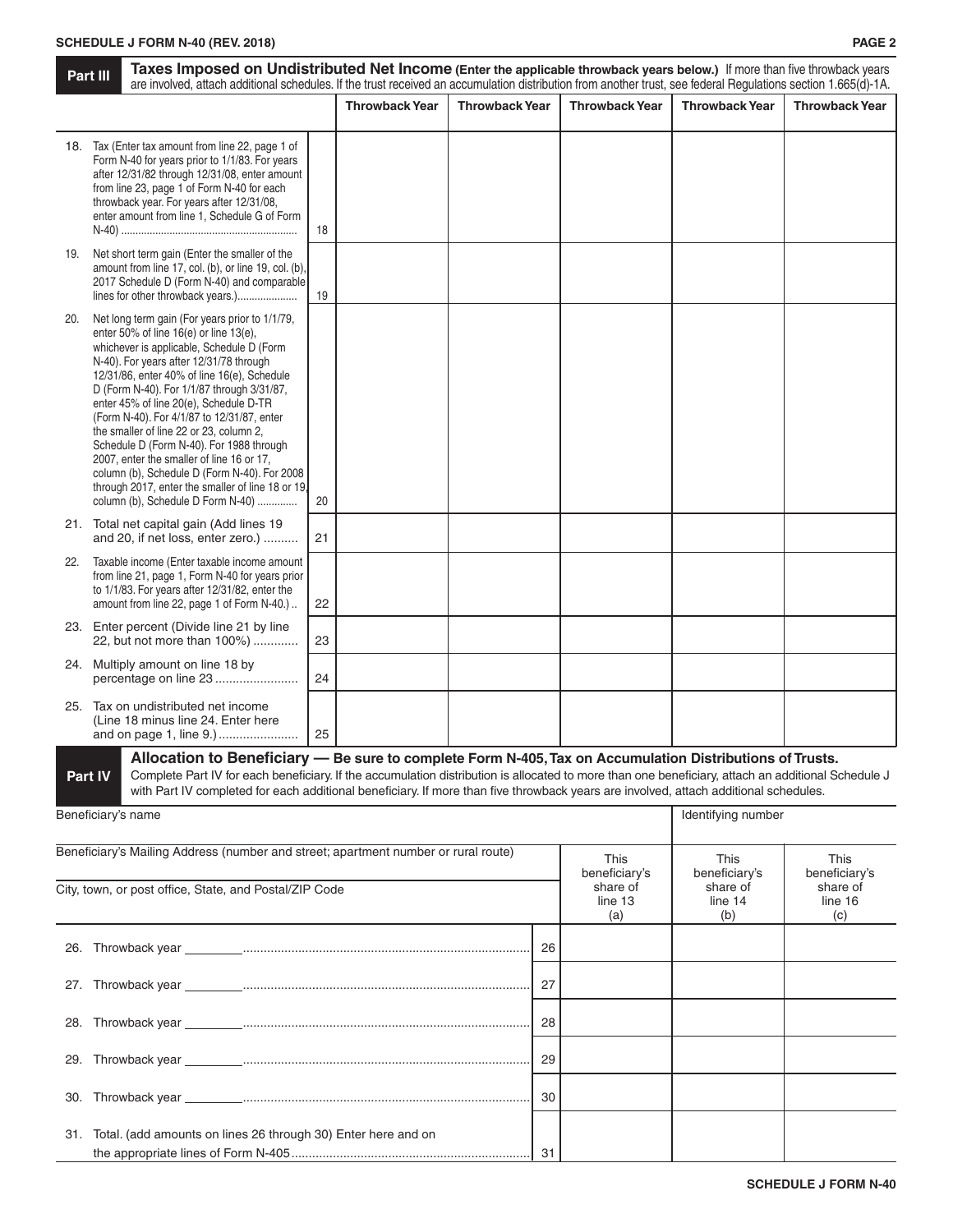SCHEDULE J FORM N-40 (REV. 2018)

## Part III Taxes Imposed on Undistributed Net Income (Enter the applicable throwback years below.)

If more than five throwback years are involved, attach additional schedules. If the trust received an accumulation distribution from another trust, see federal Regulations section 1.665(d)-1A.

| | | Throwback Year | Throwback Year | Throwback Year | Throwback Year | Throwback Year |
|---|---|---|---|---|---|---|
| 18. Tax (Enter tax amount from line 22, page 1 of Form N-40 for years prior to 1/1/83. For years after 12/31/82 through 12/31/08, enter amount from line 23, page 1 of Form N-40 for each throwback year. For years after 12/31/08, enter amount from line 1, Schedule G of Form N-40) | 18 | | | | | |
| 19. Net short term gain (Enter the smaller of the amount from line 17, col. (b), or line 19, col. (b), 2017 Schedule D (Form N-40) and comparable lines for other throwback years.) | 19 | | | | | |
| 20. Net long term gain (For years prior to 1/1/79, enter 50% of line 16(e) or line 13(e), whichever is applicable, Schedule D (Form N-40). For years after 12/31/78 through 12/31/86, enter 40% of line 16(e), Schedule D (Form N-40). For 1/1/87 through 3/31/87, enter 45% of line 20(e), Schedule D-TR (Form N-40). For 4/1/87 to 12/31/87, enter the smaller of line 22 or 23, column 2, Schedule D (Form N-40). For 1988 through 2007, enter the smaller of line 16 or 17, column (b), Schedule D (Form N-40). For 2008 through 2017, enter the smaller of line 18 or 19, column (b), Schedule D Form N-40) | 20 | | | | | |
| 21. Total net capital gain (Add lines 19 and 20, if net loss, enter zero.) | 21 | | | | | |
| 22. Taxable income (Enter taxable income amount from line 21, page 1, Form N-40 for years prior to 1/1/83. For years after 12/31/82, enter the amount from line 22, page 1 of Form N-40.) | 22 | | | | | |
| 23. Enter percent (Divide line 21 by line 22, but not more than 100%) | 23 | | | | | |
| 24. Multiply amount on line 18 by percentage on line 23 | 24 | | | | | |
| 25. Tax on undistributed net income (Line 18 minus line 24. Enter here and on page 1, line 9.) | 25 | | | | | |

## Part IV Allocation to Beneficiary — Be sure to complete Form N-405, Tax on Accumulation Distributions of Trusts.

Complete Part IV for each beneficiary. If the accumulation distribution is allocated to more than one beneficiary, attach an additional Schedule J with Part IV completed for each additional beneficiary. If more than five throwback years are involved, attach additional schedules.

Beneficiary's name

Identifying number

Beneficiary's Mailing Address (number and street; apartment number or rural route)

City, town, or post office, State, and Postal/ZIP Code

| | | This beneficiary's share of line 13 (a) | This beneficiary's share of line 14 (b) | This beneficiary's share of line 16 (c) |
|---|---|---|---|---|
| 26. Throwback year ________ | 26 | | | |
| 27. Throwback year ________ | 27 | | | |
| 28. Throwback year ________ | 28 | | | |
| 29. Throwback year ________ | 29 | | | |
| 30. Throwback year ________ | 30 | | | |
| 31. Total. (add amounts on lines 26 through 30) Enter here and on the appropriate lines of Form N-405 | 31 | | | |

SCHEDULE J FORM N-40